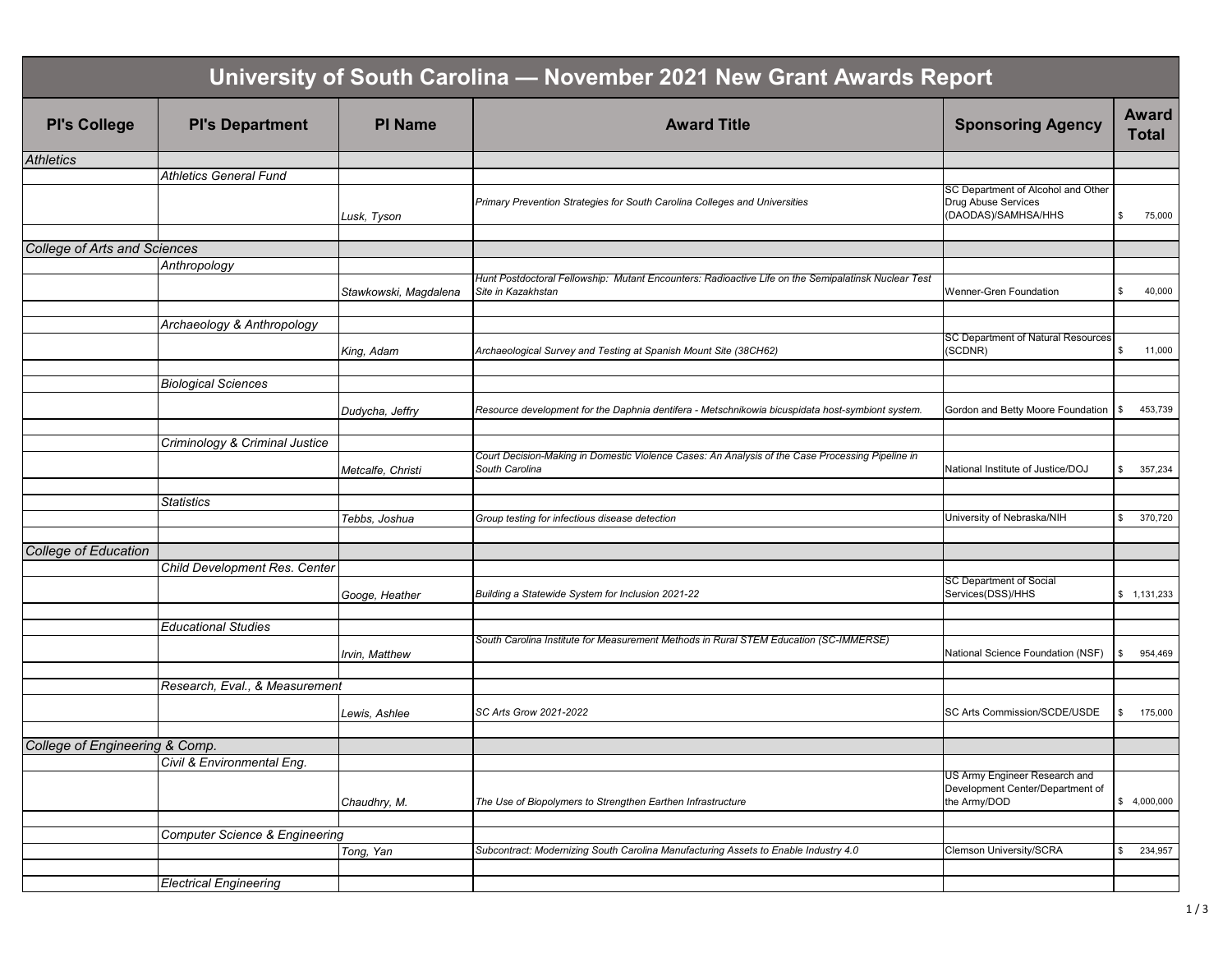# University of South Carolina — November 2021 New Grant Awards Report

| PI's College | PI's Department | PI Name | Award Title | Sponsoring Agency | Award Total |
|---|---|---|---|---|---|
| *Athletics* | | | | | |
| | *Athletics General Fund* | | | | |
| | | *Lusk, Tyson* | *Primary Prevention Strategies for South Carolina Colleges and Universities* | SC Department of Alcohol and Other Drug Abuse Services (DAODAS)/SAMHSA/HHS | $ 75,000 |
| *College of Arts and Sciences* | | | | | |
| | *Anthropology* | | | | |
| | | *Stawkowski, Magdalena* | *Hunt Postdoctoral Fellowship: Mutant Encounters: Radioactive Life on the Semipalatinsk Nuclear Test Site in Kazakhstan* | Wenner-Gren Foundation | $ 40,000 |
| | *Archaeology & Anthropology* | | | | |
| | | *King, Adam* | *Archaeological Survey and Testing at Spanish Mount Site (38CH62)* | SC Department of Natural Resources (SCDNR) | $ 11,000 |
| | *Biological Sciences* | | | | |
| | | *Dudycha, Jeffry* | *Resource development for the Daphnia dentifera - Metschnikowia bicuspidata host-symbiont system.* | Gordon and Betty Moore Foundation | $ 453,739 |
| | *Criminology & Criminal Justice* | | | | |
| | | *Metcalfe, Christi* | *Court Decision-Making in Domestic Violence Cases: An Analysis of the Case Processing Pipeline in South Carolina* | National Institute of Justice/DOJ | $ 357,234 |
| | *Statistics* | | | | |
| | | *Tebbs, Joshua* | *Group testing for infectious disease detection* | University of Nebraska/NIH | $ 370,720 |
| *College of Education* | | | | | |
| | *Child Development Res. Center* | | | | |
| | | *Googe, Heather* | *Building a Statewide System for Inclusion 2021-22* | SC Department of Social Services(DSS)/HHS | $ 1,131,233 |
| | *Educational Studies* | | | | |
| | | *Irvin, Matthew* | *South Carolina Institute for Measurement Methods in Rural STEM Education (SC-IMMERSE)* | National Science Foundation (NSF) | $ 954,469 |
| | *Research, Eval., & Measurement* | | | | |
| | | *Lewis, Ashlee* | *SC Arts Grow 2021-2022* | SC Arts Commission/SCDE/USDE | $ 175,000 |
| *College of Engineering & Comp.* | | | | | |
| | *Civil & Environmental Eng.* | | | | |
| | | *Chaudhry, M.* | *The Use of Biopolymers to Strengthen Earthen Infrastructure* | US Army Engineer Research and Development Center/Department of the Army/DOD | $ 4,000,000 |
| | *Computer Science & Engineering* | | | | |
| | | *Tong, Yan* | *Subcontract: Modernizing South Carolina Manufacturing Assets to Enable Industry 4.0* | Clemson University/SCRA | $ 234,957 |
| | *Electrical Engineering* | | | | |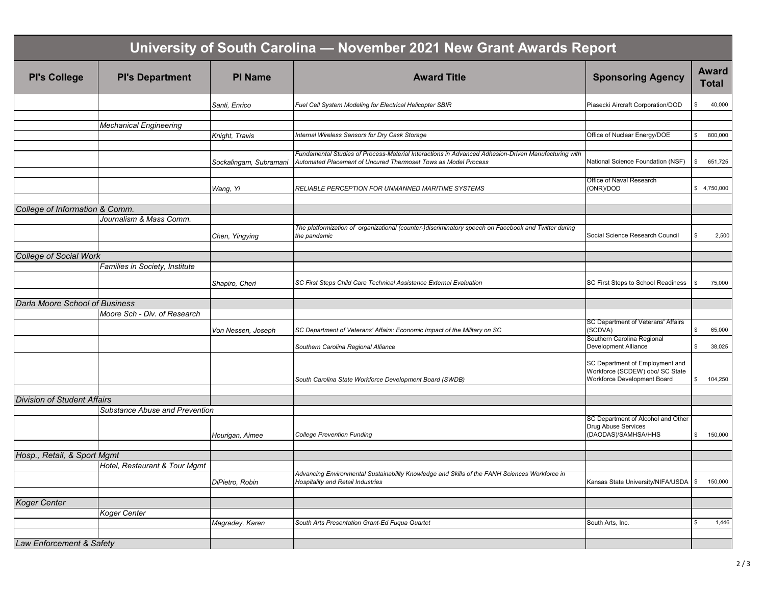# University of South Carolina — November 2021 New Grant Awards Report

| PI's College | PI's Department | PI Name | Award Title | Sponsoring Agency | Award Total |
|---|---|---|---|---|---|
| | | *Santi, Enrico* | *Fuel Cell System Modeling for Electrical Helicopter SBIR* | Piasecki Aircraft Corporation/DOD | $ 40,000 |
| | *Mechanical Engineering* | | | | |
| | | *Knight, Travis* | *Internal Wireless Sensors for Dry Cask Storage* | Office of Nuclear Energy/DOE | $ 800,000 |
| | | *Sockalingam, Subramani* | *Fundamental Studies of Process-Material Interactions in Advanced Adhesion-Driven Manufacturing with Automated Placement of Uncured Thermoset Tows as Model Process* | National Science Foundation (NSF) | $ 651,725 |
| | | *Wang, Yi* | *RELIABLE PERCEPTION FOR UNMANNED MARITIME SYSTEMS* | Office of Naval Research (ONR)/DOD | $ 4,750,000 |
| *College of Information & Comm.* | | | | | |
| | *Journalism & Mass Comm.* | | | | |
| | | *Chen, Yingying* | *The platformization of organizational (counter-)discriminatory speech on Facebook and Twitter during the pandemic* | Social Science Research Council | $ 2,500 |
| *College of Social Work* | | | | | |
| | *Families in Society, Institute* | | | | |
| | | *Shapiro, Cheri* | *SC First Steps Child Care Technical Assistance External Evaluation* | SC First Steps to School Readiness | $ 75,000 |
| *Darla Moore School of Business* | | | | | |
| | *Moore Sch - Div. of Research* | | | | |
| | | *Von Nessen, Joseph* | *SC Department of Veterans' Affairs: Economic Impact of the Military on SC* | SC Department of Veterans' Affairs (SCDVA) | $ 65,000 |
| | | | *Southern Carolina Regional Alliance* | Southern Carolina Regional Development Alliance | $ 38,025 |
| | | | *South Carolina State Workforce Development Board (SWDB)* | SC Department of Employment and Workforce (SCDEW) obo/ SC State Workforce Development Board | $ 104,250 |
| *Division of Student Affairs* | | | | | |
| | *Substance Abuse and Prevention* | | | | |
| | | *Hourigan, Aimee* | *College Prevention Funding* | SC Department of Alcohol and Other Drug Abuse Services (DAODAS)/SAMHSA/HHS | $ 150,000 |
| *Hosp., Retail, & Sport Mgmt* | | | | | |
| | *Hotel, Restaurant & Tour Mgmt* | | | | |
| | | *DiPietro, Robin* | *Advancing Environmental Sustainability Knowledge and Skills of the FANH Sciences Workforce in Hospitality and Retail Industries* | Kansas State University/NIFA/USDA | $ 150,000 |
| *Koger Center* | | | | | |
| | *Koger Center* | | | | |
| | | *Magradey, Karen* | *South Arts Presentation Grant-Ed Fuqua Quartet* | South Arts, Inc. | $ 1,446 |
| *Law Enforcement & Safety* | | | | | |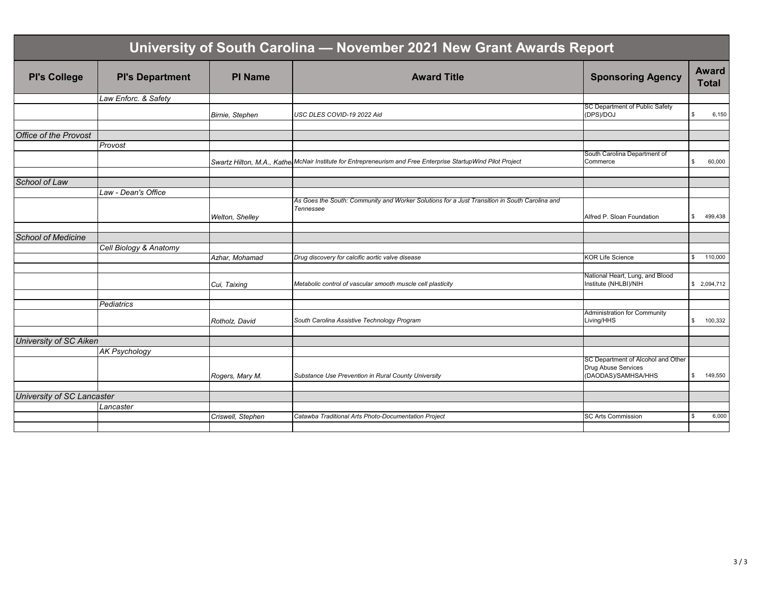# University of South Carolina — November 2021 New Grant Awards Report

| PI's College | PI's Department | PI Name | Award Title | Sponsoring Agency | Award Total |
|---|---|---|---|---|---|
| | *Law Enforc. & Safety* | | | | |
| | | *Birnie, Stephen* | *USC DLES COVID-19 2022 Aid* | SC Department of Public Safety (DPS)/DOJ | $ 6,150 |
| *Office of the Provost* | | | | | |
| | *Provost* | | | | |
| | | *Swartz Hilton, M.A., Kathe* | *McNair Institute for Entrepreneurism and Free Enterprise StartupWind Pilot Project* | South Carolina Department of Commerce | $ 60,000 |
| *School of Law* | | | | | |
| | *Law - Dean's Office* | | | | |
| | | *Welton, Shelley* | *As Goes the South: Community and Worker Solutions for a Just Transition in South Carolina and Tennessee* | Alfred P. Sloan Foundation | $ 499,438 |
| *School of Medicine* | | | | | |
| | *Cell Biology & Anatomy* | | | | |
| | | *Azhar, Mohamad* | *Drug discovery for calcific aortic valve disease* | KOR Life Science | $ 110,000 |
| | | *Cui, Taixing* | *Metabolic control of vascular smooth muscle cell plasticity* | National Heart, Lung, and Blood Institute (NHLBI)/NIH | $ 2,094,712 |
| | *Pediatrics* | | | | |
| | | *Rotholz, David* | *South Carolina Assistive Technology Program* | Administration for Community Living/HHS | $ 100,332 |
| *University of SC Aiken* | | | | | |
| | *AK Psychology* | | | | |
| | | *Rogers, Mary M.* | *Substance Use Prevention in Rural County University* | SC Department of Alcohol and Other Drug Abuse Services (DAODAS)/SAMHSA/HHS | $ 149,550 |
| *University of SC Lancaster* | | | | | |
| | *Lancaster* | | | | |
| | | *Criswell, Stephen* | *Catawba Traditional Arts Photo-Documentation Project* | SC Arts Commission | $ 6,000 |